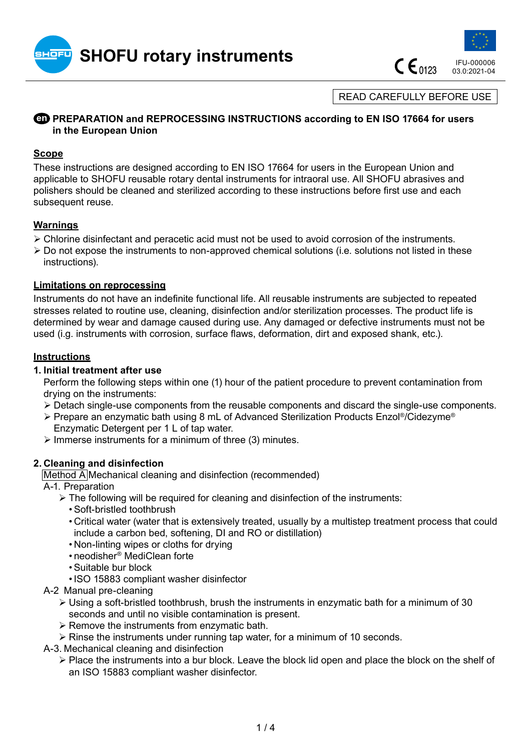# SHOFU rotary instruments

IFU-000006
03.0:2021-04

READ CAREFULLY BEFORE USE

## PREPARATION and REPROCESSING INSTRUCTIONS according to EN ISO 17664 for users in the European Union

### Scope

These instructions are designed according to EN ISO 17664 for users in the European Union and applicable to SHOFU reusable rotary dental instruments for intraoral use. All SHOFU abrasives and polishers should be cleaned and sterilized according to these instructions before first use and each subsequent reuse.

### Warnings

- Chlorine disinfectant and peracetic acid must not be used to avoid corrosion of the instruments.
- Do not expose the instruments to non-approved chemical solutions (i.e. solutions not listed in these instructions).

### Limitations on reprocessing

Instruments do not have an indefinite functional life. All reusable instruments are subjected to repeated stresses related to routine use, cleaning, disinfection and/or sterilization processes. The product life is determined by wear and damage caused during use. Any damaged or defective instruments must not be used (i.e. instruments with corrosion, surface flaws, deformation, dirt and exposed shank, etc.).

### Instructions

**1. Initial treatment after use**

Perform the following steps within one (1) hour of the patient procedure to prevent contamination from drying on the instruments:

- Detach single-use components from the reusable components and discard the single-use components.
- Prepare an enzymatic bath using 8 mL of Advanced Sterilization Products Enzol®/Cidezyme® Enzymatic Detergent per 1 L of tap water.
- Immerse instruments for a minimum of three (3) minutes.

**2. Cleaning and disinfection**

Method A Mechanical cleaning and disinfection (recommended)

A-1. Preparation

- The following will be required for cleaning and disinfection of the instruments:
  - Soft-bristled toothbrush
  - Critical water (water that is extensively treated, usually by a multistep treatment process that could include a carbon bed, softening, DI and RO or distillation)
  - Non-linting wipes or cloths for drying
  - neodisher® MediClean forte
  - Suitable bur block
  - ISO 15883 compliant washer disinfector

A-2 Manual pre-cleaning

- Using a soft-bristled toothbrush, brush the instruments in enzymatic bath for a minimum of 30 seconds and until no visible contamination is present.
- Remove the instruments from enzymatic bath.
- Rinse the instruments under running tap water, for a minimum of 10 seconds.

A-3. Mechanical cleaning and disinfection

- Place the instruments into a bur block. Leave the block lid open and place the block on the shelf of an ISO 15883 compliant washer disinfector.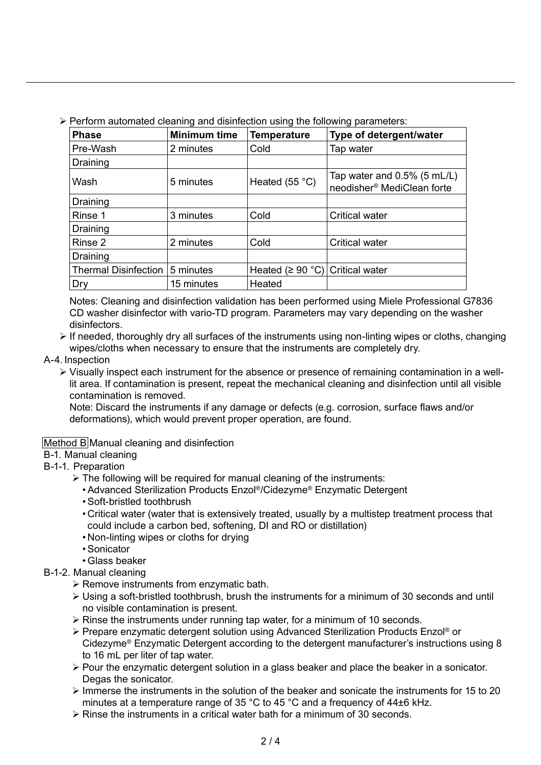- Perform automated cleaning and disinfection using the following parameters:

| Phase | Minimum time | Temperature | Type of detergent/water |
|---|---|---|---|
| Pre-Wash | 2 minutes | Cold | Tap water |
| Draining | | | |
| Wash | 5 minutes | Heated (55 °C) | Tap water and 0.5% (5 mL/L) neodisher® MediClean forte |
| Draining | | | |
| Rinse 1 | 3 minutes | Cold | Critical water |
| Draining | | | |
| Rinse 2 | 2 minutes | Cold | Critical water |
| Draining | | | |
| Thermal Disinfection | 5 minutes | Heated (≥ 90 °C) | Critical water |
| Dry | 15 minutes | Heated | |

Notes: Cleaning and disinfection validation has been performed using Miele Professional G7836 CD washer disinfector with vario-TD program. Parameters may vary depending on the washer disinfectors.

- If needed, thoroughly dry all surfaces of the instruments using non-linting wipes or cloths, changing wipes/cloths when necessary to ensure that the instruments are completely dry.

A-4. Inspection

- Visually inspect each instrument for the absence or presence of remaining contamination in a well-lit area. If contamination is present, repeat the mechanical cleaning and disinfection until all visible contamination is removed.
  Note: Discard the instruments if any damage or defects (e.g. corrosion, surface flaws and/or deformations), which would prevent proper operation, are found.

Method B Manual cleaning and disinfection

B-1. Manual cleaning

B-1-1. Preparation

- The following will be required for manual cleaning of the instruments:
  - Advanced Sterilization Products Enzol®/Cidezyme® Enzymatic Detergent
  - Soft-bristled toothbrush
  - Critical water (water that is extensively treated, usually by a multistep treatment process that could include a carbon bed, softening, DI and RO or distillation)
  - Non-linting wipes or cloths for drying
  - Sonicator
  - Glass beaker

B-1-2. Manual cleaning

- Remove instruments from enzymatic bath.
- Using a soft-bristled toothbrush, brush the instruments for a minimum of 30 seconds and until no visible contamination is present.
- Rinse the instruments under running tap water, for a minimum of 10 seconds.
- Prepare enzymatic detergent solution using Advanced Sterilization Products Enzol® or Cidezyme® Enzymatic Detergent according to the detergent manufacturer's instructions using 8 to 16 mL per liter of tap water.
- Pour the enzymatic detergent solution in a glass beaker and place the beaker in a sonicator. Degas the sonicator.
- Immerse the instruments in the solution of the beaker and sonicate the instruments for 15 to 20 minutes at a temperature range of 35 °C to 45 °C and a frequency of 44±6 kHz.
- Rinse the instruments in a critical water bath for a minimum of 30 seconds.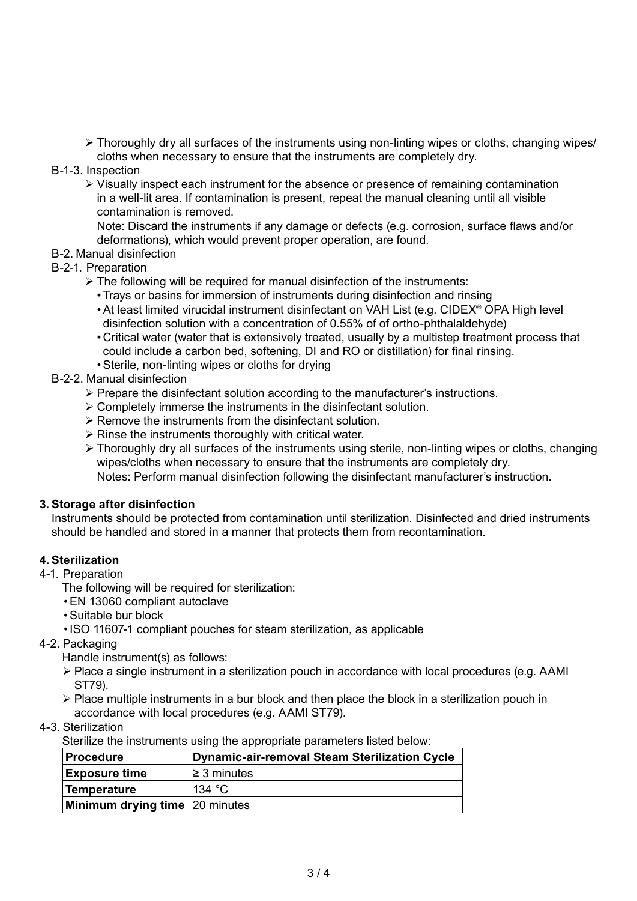- Thoroughly dry all surfaces of the instruments using non-linting wipes or cloths, changing wipes/ cloths when necessary to ensure that the instruments are completely dry.

B-1-3. Inspection

- Visually inspect each instrument for the absence or presence of remaining contamination in a well-lit area. If contamination is present, repeat the manual cleaning until all visible contamination is removed.
  Note: Discard the instruments if any damage or defects (e.g. corrosion, surface flaws and/or deformations), which would prevent proper operation, are found.

B-2. Manual disinfection

B-2-1. Preparation

- The following will be required for manual disinfection of the instruments:
  - Trays or basins for immersion of instruments during disinfection and rinsing
  - At least limited virucidal instrument disinfectant on VAH List (e.g. CIDEX® OPA High level disinfection solution with a concentration of 0.55% of of ortho-phthalaldehyde)
  - Critical water (water that is extensively treated, usually by a multistep treatment process that could include a carbon bed, softening, DI and RO or distillation) for final rinsing.
  - Sterile, non-linting wipes or cloths for drying

B-2-2. Manual disinfection

- Prepare the disinfectant solution according to the manufacturer's instructions.
- Completely immerse the instruments in the disinfectant solution.
- Remove the instruments from the disinfectant solution.
- Rinse the instruments thoroughly with critical water.
- Thoroughly dry all surfaces of the instruments using sterile, non-linting wipes or cloths, changing wipes/cloths when necessary to ensure that the instruments are completely dry.
  Notes: Perform manual disinfection following the disinfectant manufacturer's instruction.

## 3. Storage after disinfection

Instruments should be protected from contamination until sterilization. Disinfected and dried instruments should be handled and stored in a manner that protects them from recontamination.

## 4. Sterilization

4-1. Preparation

The following will be required for sterilization:

- EN 13060 compliant autoclave
- Suitable bur block
- ISO 11607-1 compliant pouches for steam sterilization, as applicable

4-2. Packaging

Handle instrument(s) as follows:

- Place a single instrument in a sterilization pouch in accordance with local procedures (e.g. AAMI ST79).
- Place multiple instruments in a bur block and then place the block in a sterilization pouch in accordance with local procedures (e.g. AAMI ST79).

4-3. Sterilization

Sterilize the instruments using the appropriate parameters listed below:

| **Procedure** | **Dynamic-air-removal Steam Sterilization Cycle** |
|---|---|
| **Exposure time** | ≥ 3 minutes |
| **Temperature** | 134 °C |
| **Minimum drying time** | 20 minutes |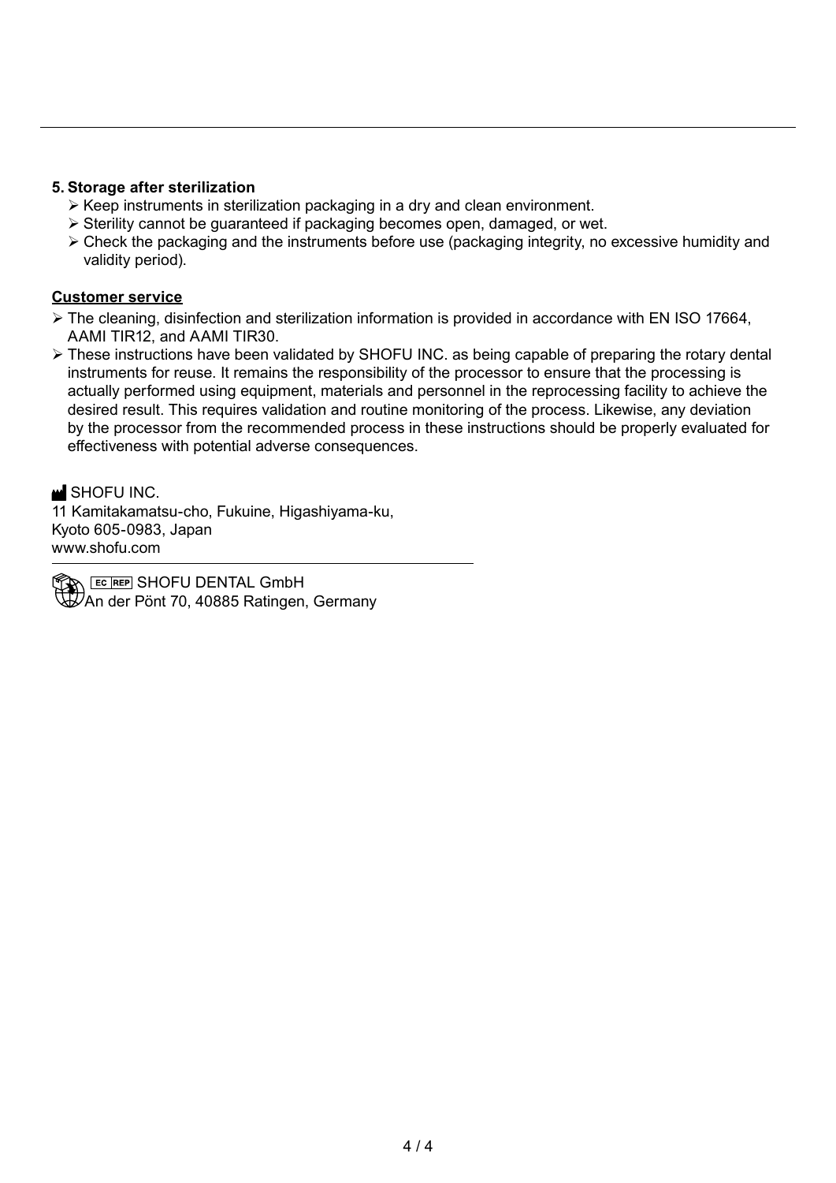### 5. Storage after sterilization

- Keep instruments in sterilization packaging in a dry and clean environment.
- Sterility cannot be guaranteed if packaging becomes open, damaged, or wet.
- Check the packaging and the instruments before use (packaging integrity, no excessive humidity and validity period).

**Customer service**

- The cleaning, disinfection and sterilization information is provided in accordance with EN ISO 17664, AAMI TIR12, and AAMI TIR30.
- These instructions have been validated by SHOFU INC. as being capable of preparing the rotary dental instruments for reuse. It remains the responsibility of the processor to ensure that the processing is actually performed using equipment, materials and personnel in the reprocessing facility to achieve the desired result. This requires validation and routine monitoring of the process. Likewise, any deviation by the processor from the recommended process in these instructions should be properly evaluated for effectiveness with potential adverse consequences.

SHOFU INC.
11 Kamitakamatsu-cho, Fukuine, Higashiyama-ku,
Kyoto 605-0983, Japan
www.shofu.com

---

EC REP SHOFU DENTAL GmbH
An der Pönt 70, 40885 Ratingen, Germany